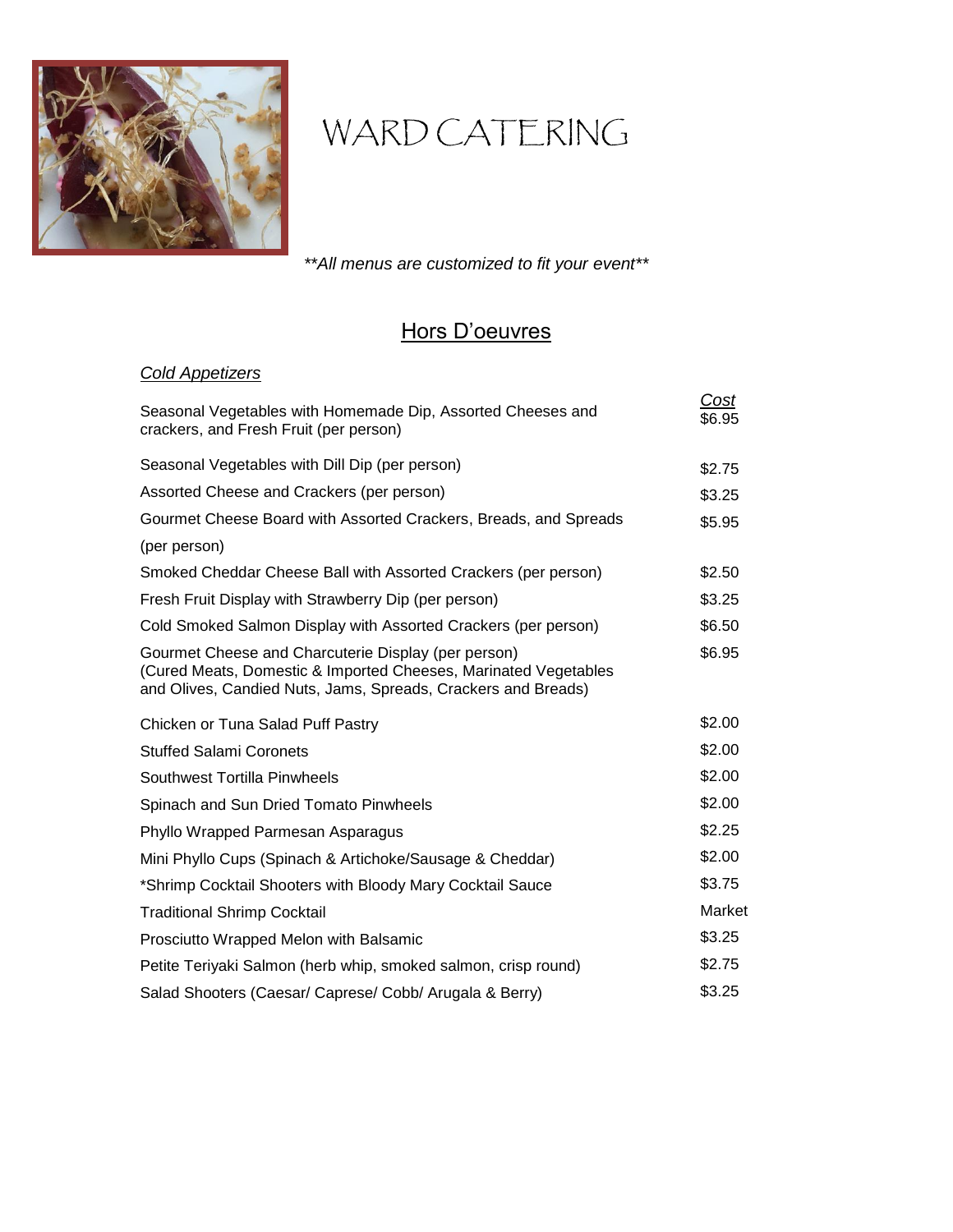# WARD CATERING

*\*\*All menus are customized to fit your event\*\**

## Hors D'oeuvres

### *Cold Appetizers*

| | *Cost* |
|---|---|
| Seasonal Vegetables with Homemade Dip, Assorted Cheeses and crackers, and Fresh Fruit (per person) | $6.95 |
| Seasonal Vegetables with Dill Dip (per person) | $2.75 |
| Assorted Cheese and Crackers (per person) | $3.25 |
| Gourmet Cheese Board with Assorted Crackers, Breads, and Spreads (per person) | $5.95 |
| Smoked Cheddar Cheese Ball with Assorted Crackers (per person) | $2.50 |
| Fresh Fruit Display with Strawberry Dip (per person) | $3.25 |
| Cold Smoked Salmon Display with Assorted Crackers (per person) | $6.50 |
| Gourmet Cheese and Charcuterie Display (per person) (Cured Meats, Domestic & Imported Cheeses, Marinated Vegetables and Olives, Candied Nuts, Jams, Spreads, Crackers and Breads) | $6.95 |
| Chicken or Tuna Salad Puff Pastry | $2.00 |
| Stuffed Salami Coronets | $2.00 |
| Southwest Tortilla Pinwheels | $2.00 |
| Spinach and Sun Dried Tomato Pinwheels | $2.00 |
| Phyllo Wrapped Parmesan Asparagus | $2.25 |
| Mini Phyllo Cups (Spinach & Artichoke/Sausage & Cheddar) | $2.00 |
| *Shrimp Cocktail Shooters with Bloody Mary Cocktail Sauce | $3.75 |
| Traditional Shrimp Cocktail | Market |
| Prosciutto Wrapped Melon with Balsamic | $3.25 |
| Petite Teriyaki Salmon (herb whip, smoked salmon, crisp round) | $2.75 |
| Salad Shooters (Caesar/ Caprese/ Cobb/ Arugala & Berry) | $3.25 |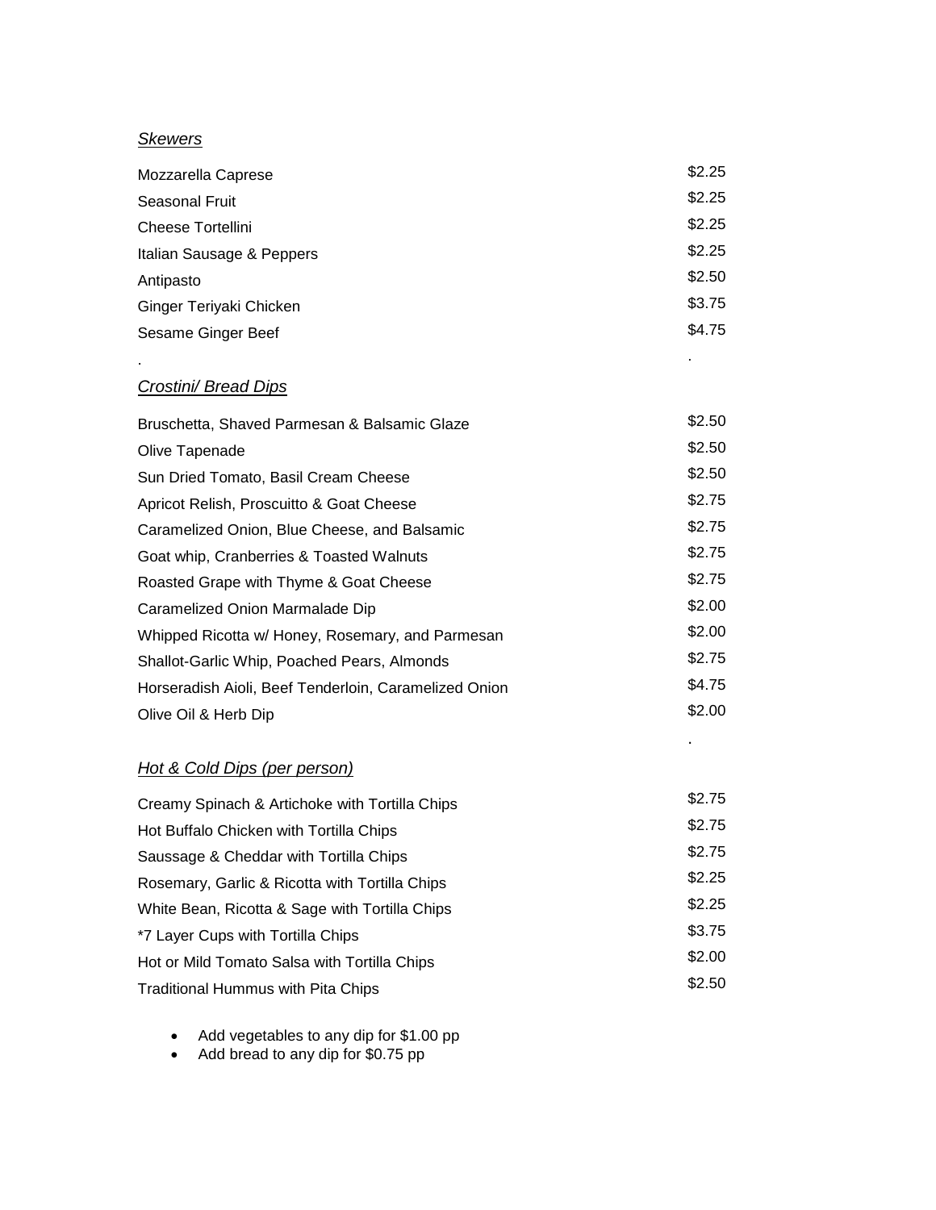*Skewers*

| | |
|---|---|
| Mozzarella Caprese | $2.25 |
| Seasonal Fruit | $2.25 |
| Cheese Tortellini | $2.25 |
| Italian Sausage & Peppers | $2.25 |
| Antipasto | $2.50 |
| Ginger Teriyaki Chicken | $3.75 |
| Sesame Ginger Beef | $4.75 |

*Crostini/ Bread Dips*

| | |
|---|---|
| Bruschetta, Shaved Parmesan & Balsamic Glaze | $2.50 |
| Olive Tapenade | $2.50 |
| Sun Dried Tomato, Basil Cream Cheese | $2.50 |
| Apricot Relish, Proscuitto & Goat Cheese | $2.75 |
| Caramelized Onion, Blue Cheese, and Balsamic | $2.75 |
| Goat whip, Cranberries & Toasted Walnuts | $2.75 |
| Roasted Grape with Thyme & Goat Cheese | $2.75 |
| Caramelized Onion Marmalade Dip | $2.00 |
| Whipped Ricotta w/ Honey, Rosemary, and Parmesan | $2.00 |
| Shallot-Garlic Whip, Poached Pears, Almonds | $2.75 |
| Horseradish Aioli, Beef Tenderloin, Caramelized Onion | $4.75 |
| Olive Oil & Herb Dip | $2.00 |

*Hot & Cold Dips (per person)*

| | |
|---|---|
| Creamy Spinach & Artichoke with Tortilla Chips | $2.75 |
| Hot Buffalo Chicken with Tortilla Chips | $2.75 |
| Saussage & Cheddar with Tortilla Chips | $2.75 |
| Rosemary, Garlic & Ricotta with Tortilla Chips | $2.25 |
| White Bean, Ricotta & Sage with Tortilla Chips | $2.25 |
| *7 Layer Cups with Tortilla Chips | $3.75 |
| Hot or Mild Tomato Salsa with Tortilla Chips | $2.00 |
| Traditional Hummus with Pita Chips | $2.50 |

- Add vegetables to any dip for $1.00 pp
- Add bread to any dip for $0.75 pp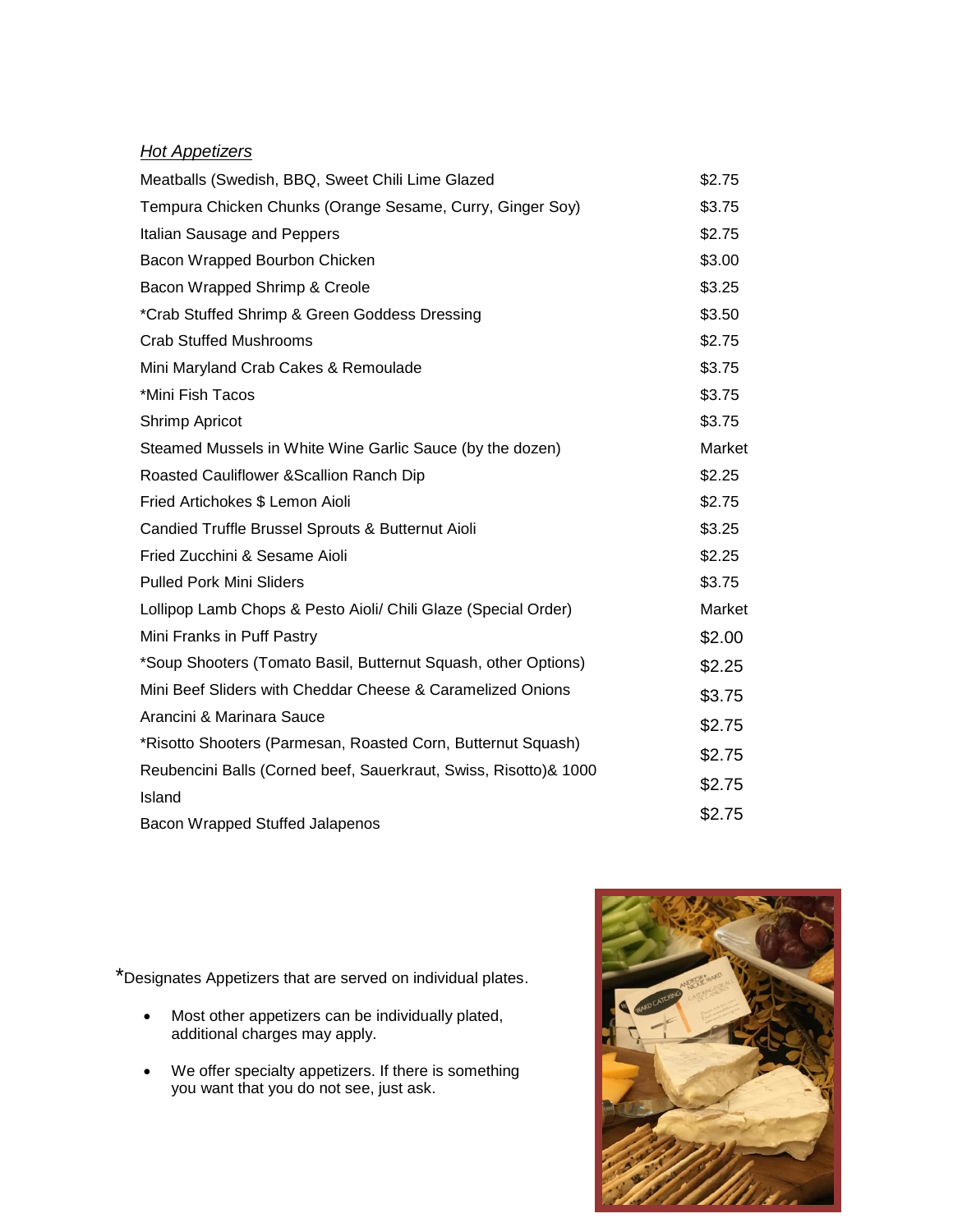*Hot Appetizers*

| | |
|---|---|
| Meatballs (Swedish, BBQ, Sweet Chili Lime Glazed | $2.75 |
| Tempura Chicken Chunks (Orange Sesame, Curry, Ginger Soy) | $3.75 |
| Italian Sausage and Peppers | $2.75 |
| Bacon Wrapped Bourbon Chicken | $3.00 |
| Bacon Wrapped Shrimp & Creole | $3.25 |
| *Crab Stuffed Shrimp & Green Goddess Dressing | $3.50 |
| Crab Stuffed Mushrooms | $2.75 |
| Mini Maryland Crab Cakes & Remoulade | $3.75 |
| *Mini Fish Tacos | $3.75 |
| Shrimp Apricot | $3.75 |
| Steamed Mussels in White Wine Garlic Sauce (by the dozen) | Market |
| Roasted Cauliflower &Scallion Ranch Dip | $2.25 |
| Fried Artichokes $ Lemon Aioli | $2.75 |
| Candied Truffle Brussel Sprouts & Butternut Aioli | $3.25 |
| Fried Zucchini & Sesame Aioli | $2.25 |
| Pulled Pork Mini Sliders | $3.75 |
| Lollipop Lamb Chops & Pesto Aioli/ Chili Glaze (Special Order) | Market |
| Mini Franks in Puff Pastry | $2.00 |
| *Soup Shooters (Tomato Basil, Butternut Squash, other Options) | $2.25 |
| Mini Beef Sliders with Cheddar Cheese & Caramelized Onions | $3.75 |
| Arancini & Marinara Sauce | $2.75 |
| *Risotto Shooters (Parmesan, Roasted Corn, Butternut Squash) | $2.75 |
| Reubencini Balls (Corned beef, Sauerkraut, Swiss, Risotto)& 1000 Island | $2.75 |
| Bacon Wrapped Stuffed Jalapenos | $2.75 |

*Designates Appetizers that are served on individual plates.

- Most other appetizers can be individually plated, additional charges may apply.
- We offer specialty appetizers. If there is something you want that you do not see, just ask.